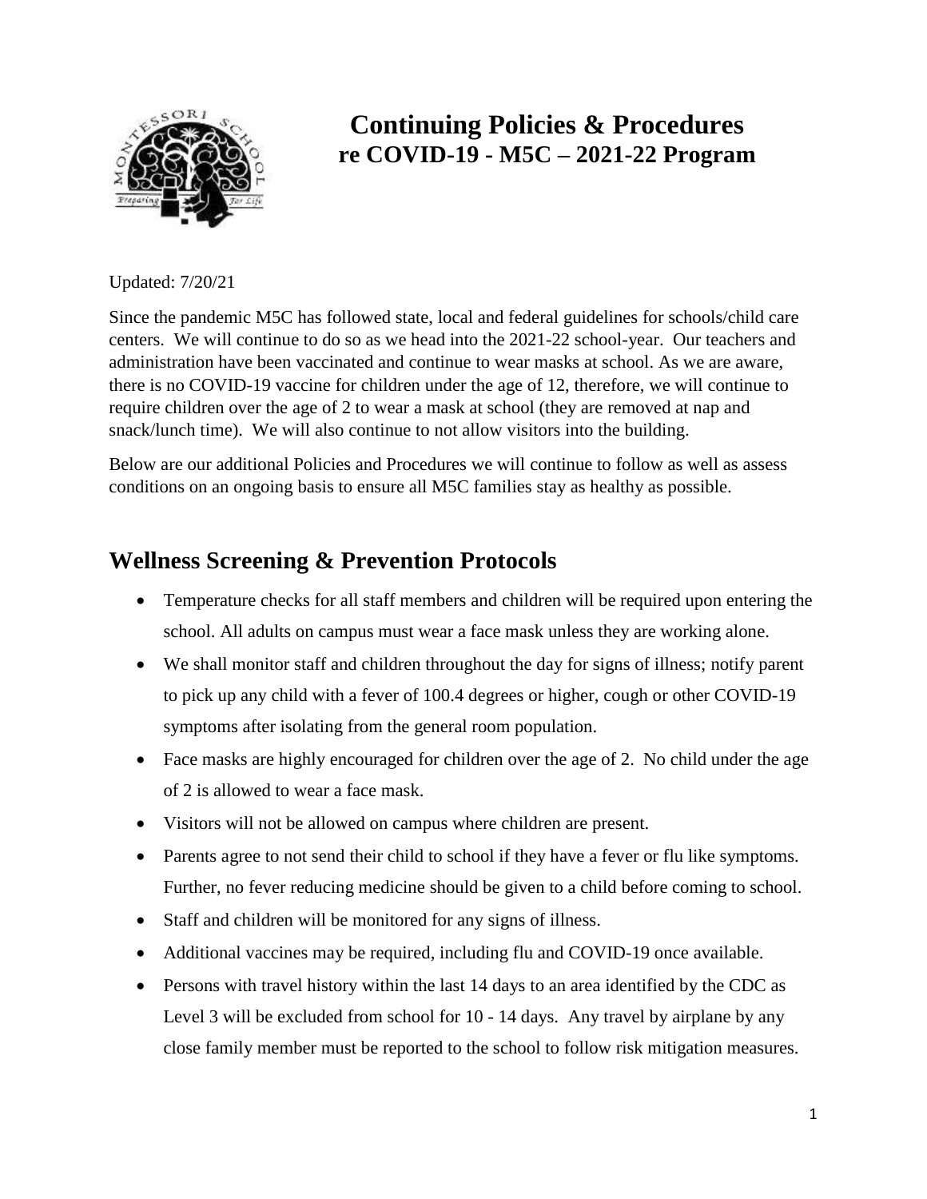# Continuing Policies & Procedures re COVID-19 - M5C – 2021-22 Program

Updated: 7/20/21

Since the pandemic M5C has followed state, local and federal guidelines for schools/child care centers. We will continue to do so as we head into the 2021-22 school-year. Our teachers and administration have been vaccinated and continue to wear masks at school. As we are aware, there is no COVID-19 vaccine for children under the age of 12, therefore, we will continue to require children over the age of 2 to wear a mask at school (they are removed at nap and snack/lunch time). We will also continue to not allow visitors into the building.

Below are our additional Policies and Procedures we will continue to follow as well as assess conditions on an ongoing basis to ensure all M5C families stay as healthy as possible.

## Wellness Screening & Prevention Protocols

- Temperature checks for all staff members and children will be required upon entering the school. All adults on campus must wear a face mask unless they are working alone.
- We shall monitor staff and children throughout the day for signs of illness; notify parent to pick up any child with a fever of 100.4 degrees or higher, cough or other COVID-19 symptoms after isolating from the general room population.
- Face masks are highly encouraged for children over the age of 2. No child under the age of 2 is allowed to wear a face mask.
- Visitors will not be allowed on campus where children are present.
- Parents agree to not send their child to school if they have a fever or flu like symptoms. Further, no fever reducing medicine should be given to a child before coming to school.
- Staff and children will be monitored for any signs of illness.
- Additional vaccines may be required, including flu and COVID-19 once available.
- Persons with travel history within the last 14 days to an area identified by the CDC as Level 3 will be excluded from school for 10 - 14 days. Any travel by airplane by any close family member must be reported to the school to follow risk mitigation measures.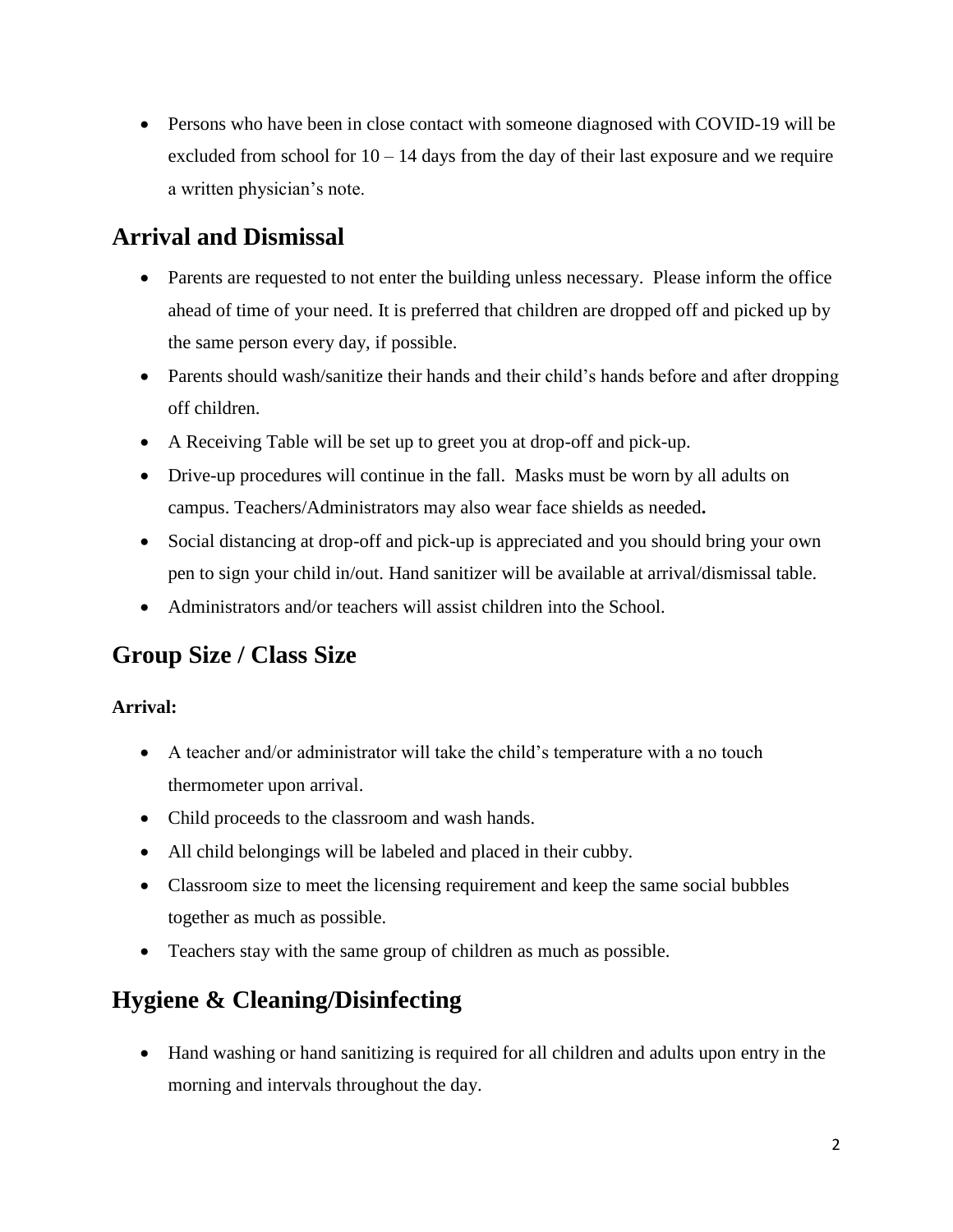- Persons who have been in close contact with someone diagnosed with COVID-19 will be excluded from school for 10 – 14 days from the day of their last exposure and we require a written physician's note.

## Arrival and Dismissal

- Parents are requested to not enter the building unless necessary. Please inform the office ahead of time of your need. It is preferred that children are dropped off and picked up by the same person every day, if possible.
- Parents should wash/sanitize their hands and their child's hands before and after dropping off children.
- A Receiving Table will be set up to greet you at drop-off and pick-up.
- Drive-up procedures will continue in the fall. Masks must be worn by all adults on campus. Teachers/Administrators may also wear face shields as needed**.**
- Social distancing at drop-off and pick-up is appreciated and you should bring your own pen to sign your child in/out. Hand sanitizer will be available at arrival/dismissal table.
- Administrators and/or teachers will assist children into the School.

## Group Size / Class Size

**Arrival:**

- A teacher and/or administrator will take the child's temperature with a no touch thermometer upon arrival.
- Child proceeds to the classroom and wash hands.
- All child belongings will be labeled and placed in their cubby.
- Classroom size to meet the licensing requirement and keep the same social bubbles together as much as possible.
- Teachers stay with the same group of children as much as possible.

## Hygiene & Cleaning/Disinfecting

- Hand washing or hand sanitizing is required for all children and adults upon entry in the morning and intervals throughout the day.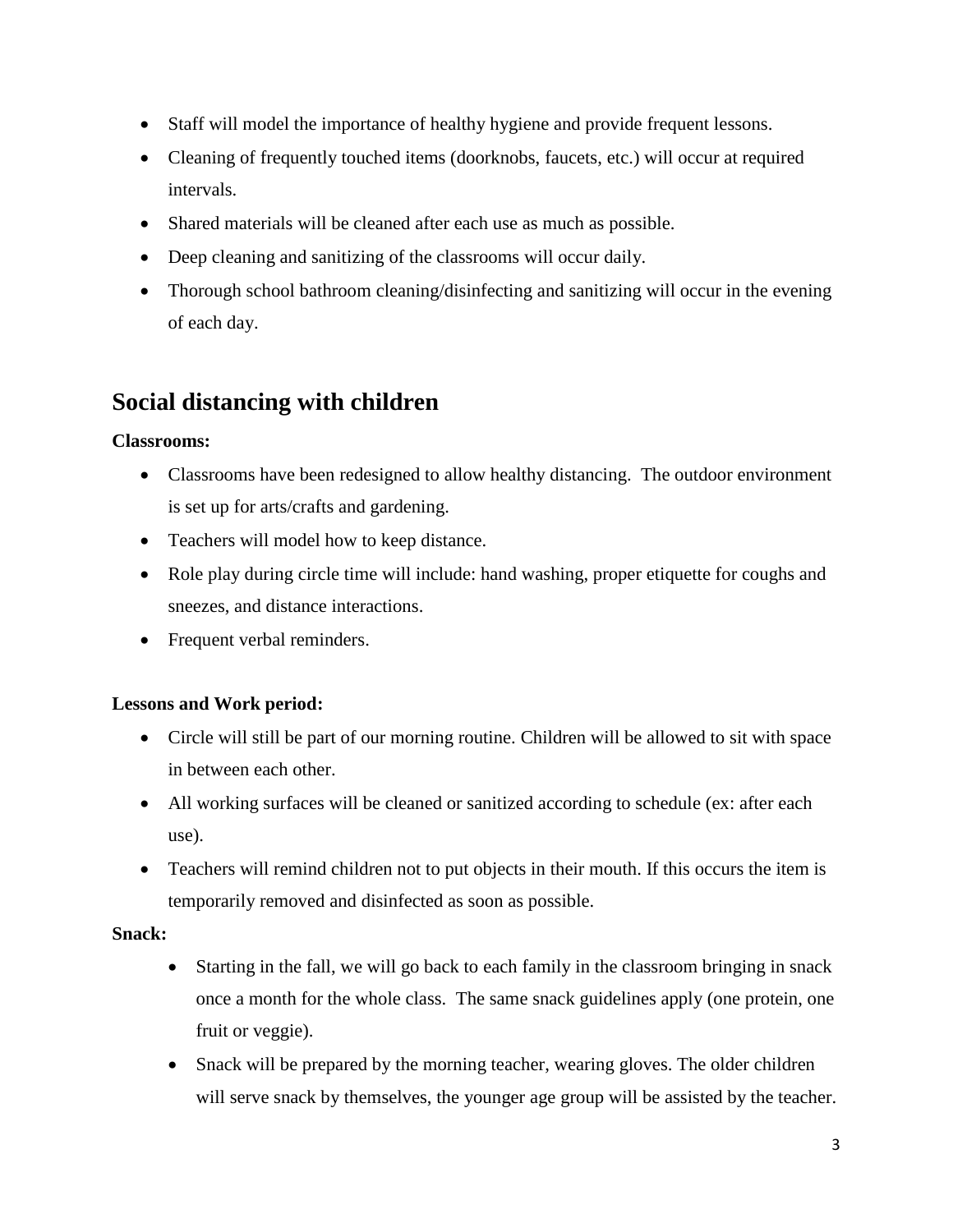- Staff will model the importance of healthy hygiene and provide frequent lessons.
- Cleaning of frequently touched items (doorknobs, faucets, etc.) will occur at required intervals.
- Shared materials will be cleaned after each use as much as possible.
- Deep cleaning and sanitizing of the classrooms will occur daily.
- Thorough school bathroom cleaning/disinfecting and sanitizing will occur in the evening of each day.

## Social distancing with children

**Classrooms:**

- Classrooms have been redesigned to allow healthy distancing. The outdoor environment is set up for arts/crafts and gardening.
- Teachers will model how to keep distance.
- Role play during circle time will include: hand washing, proper etiquette for coughs and sneezes, and distance interactions.
- Frequent verbal reminders.

**Lessons and Work period:**

- Circle will still be part of our morning routine. Children will be allowed to sit with space in between each other.
- All working surfaces will be cleaned or sanitized according to schedule (ex: after each use).
- Teachers will remind children not to put objects in their mouth. If this occurs the item is temporarily removed and disinfected as soon as possible.

**Snack:**

- Starting in the fall, we will go back to each family in the classroom bringing in snack once a month for the whole class. The same snack guidelines apply (one protein, one fruit or veggie).
- Snack will be prepared by the morning teacher, wearing gloves. The older children will serve snack by themselves, the younger age group will be assisted by the teacher.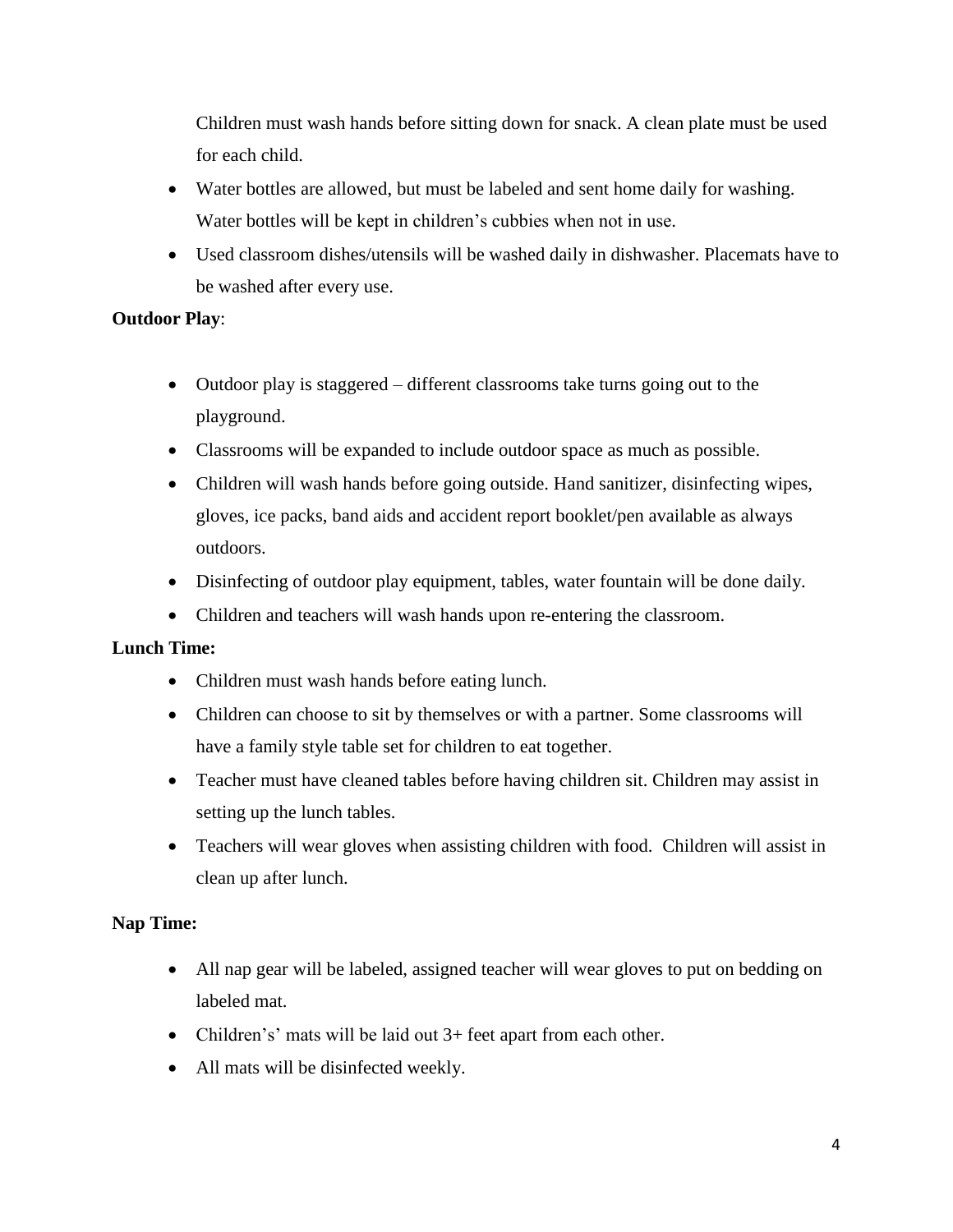Children must wash hands before sitting down for snack. A clean plate must be used for each child.

- Water bottles are allowed, but must be labeled and sent home daily for washing. Water bottles will be kept in children's cubbies when not in use.
- Used classroom dishes/utensils will be washed daily in dishwasher. Placemats have to be washed after every use.

**Outdoor Play**:

- Outdoor play is staggered – different classrooms take turns going out to the playground.
- Classrooms will be expanded to include outdoor space as much as possible.
- Children will wash hands before going outside. Hand sanitizer, disinfecting wipes, gloves, ice packs, band aids and accident report booklet/pen available as always outdoors.
- Disinfecting of outdoor play equipment, tables, water fountain will be done daily.
- Children and teachers will wash hands upon re-entering the classroom.

**Lunch Time:**

- Children must wash hands before eating lunch.
- Children can choose to sit by themselves or with a partner. Some classrooms will have a family style table set for children to eat together.
- Teacher must have cleaned tables before having children sit. Children may assist in setting up the lunch tables.
- Teachers will wear gloves when assisting children with food. Children will assist in clean up after lunch.

**Nap Time:**

- All nap gear will be labeled, assigned teacher will wear gloves to put on bedding on labeled mat.
- Children's' mats will be laid out 3+ feet apart from each other.
- All mats will be disinfected weekly.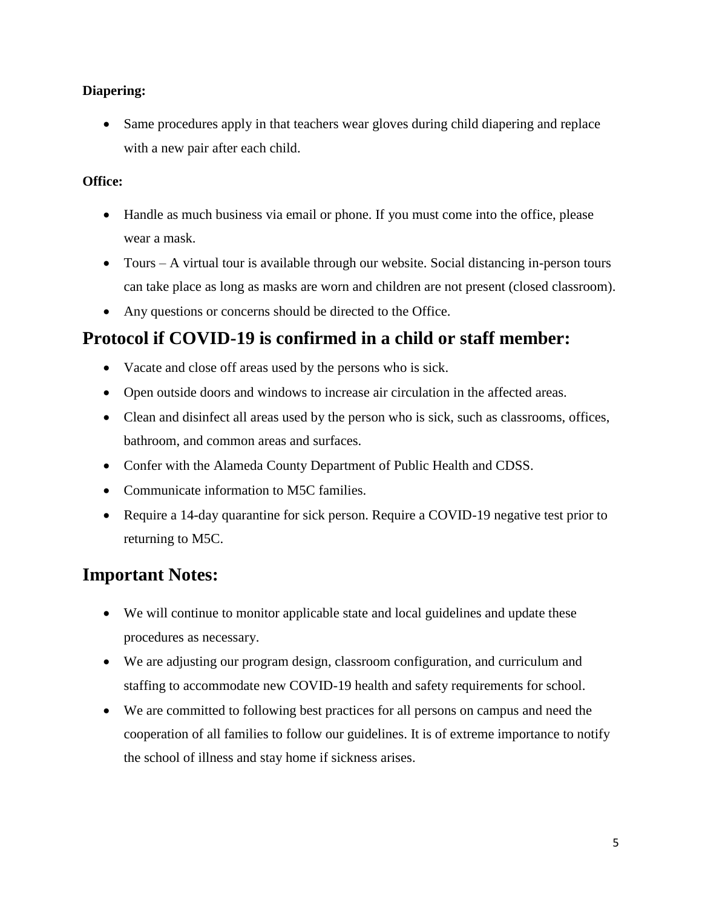**Diapering:**

- Same procedures apply in that teachers wear gloves during child diapering and replace with a new pair after each child.

**Office:**

- Handle as much business via email or phone. If you must come into the office, please wear a mask.
- Tours – A virtual tour is available through our website. Social distancing in-person tours can take place as long as masks are worn and children are not present (closed classroom).
- Any questions or concerns should be directed to the Office.

## Protocol if COVID-19 is confirmed in a child or staff member:

- Vacate and close off areas used by the persons who is sick.
- Open outside doors and windows to increase air circulation in the affected areas.
- Clean and disinfect all areas used by the person who is sick, such as classrooms, offices, bathroom, and common areas and surfaces.
- Confer with the Alameda County Department of Public Health and CDSS.
- Communicate information to M5C families.
- Require a 14-day quarantine for sick person. Require a COVID-19 negative test prior to returning to M5C.

## Important Notes:

- We will continue to monitor applicable state and local guidelines and update these procedures as necessary.
- We are adjusting our program design, classroom configuration, and curriculum and staffing to accommodate new COVID-19 health and safety requirements for school.
- We are committed to following best practices for all persons on campus and need the cooperation of all families to follow our guidelines. It is of extreme importance to notify the school of illness and stay home if sickness arises.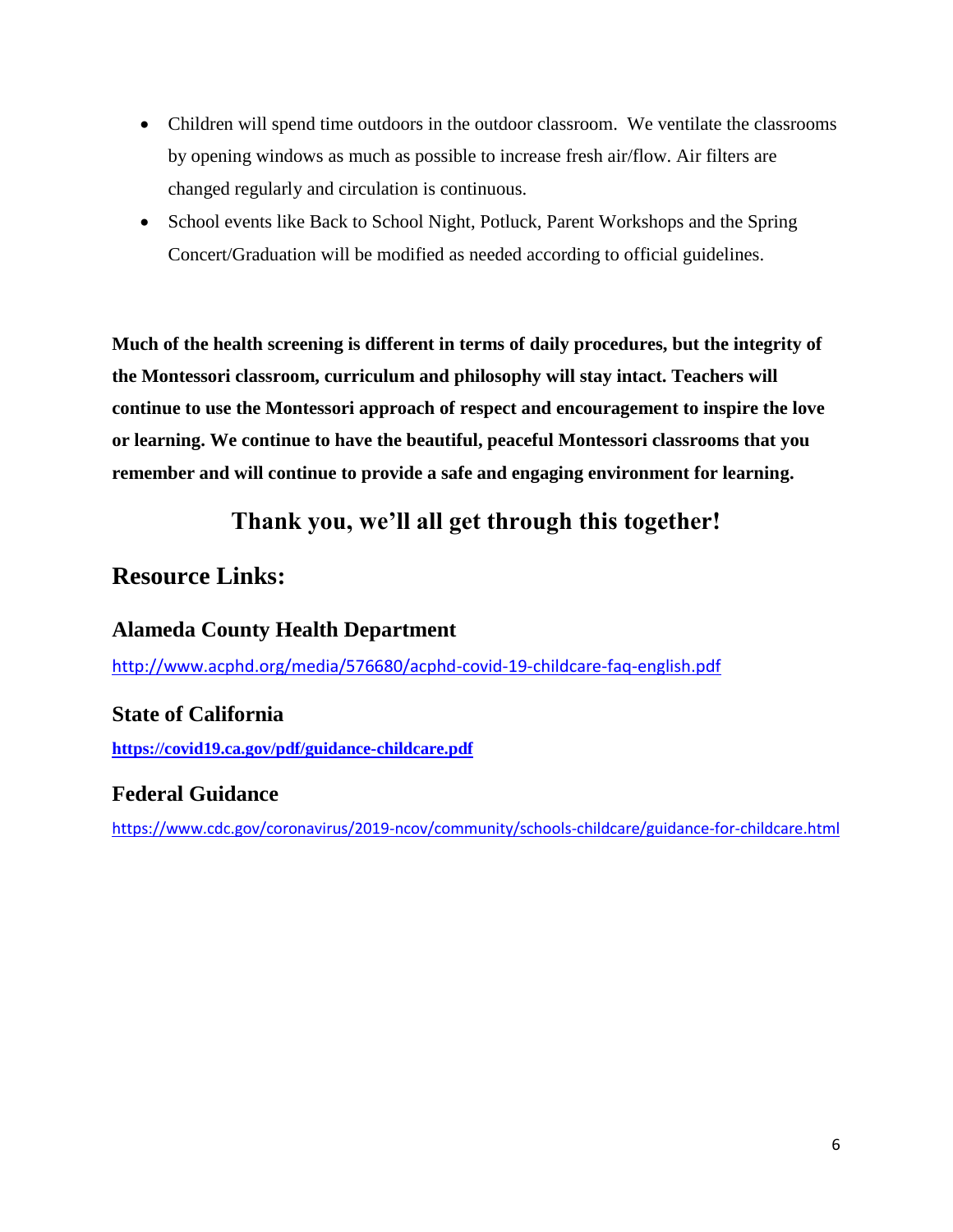- Children will spend time outdoors in the outdoor classroom. We ventilate the classrooms by opening windows as much as possible to increase fresh air/flow. Air filters are changed regularly and circulation is continuous.
- School events like Back to School Night, Potluck, Parent Workshops and the Spring Concert/Graduation will be modified as needed according to official guidelines.

**Much of the health screening is different in terms of daily procedures, but the integrity of the Montessori classroom, curriculum and philosophy will stay intact. Teachers will continue to use the Montessori approach of respect and encouragement to inspire the love or learning. We continue to have the beautiful, peaceful Montessori classrooms that you remember and will continue to provide a safe and engaging environment for learning.**

## Thank you, we'll all get through this together!

## Resource Links:

### Alameda County Health Department

http://www.acphd.org/media/576680/acphd-covid-19-childcare-faq-english.pdf

### State of California

**https://covid19.ca.gov/pdf/guidance-childcare.pdf**

### Federal Guidance

https://www.cdc.gov/coronavirus/2019-ncov/community/schools-childcare/guidance-for-childcare.html